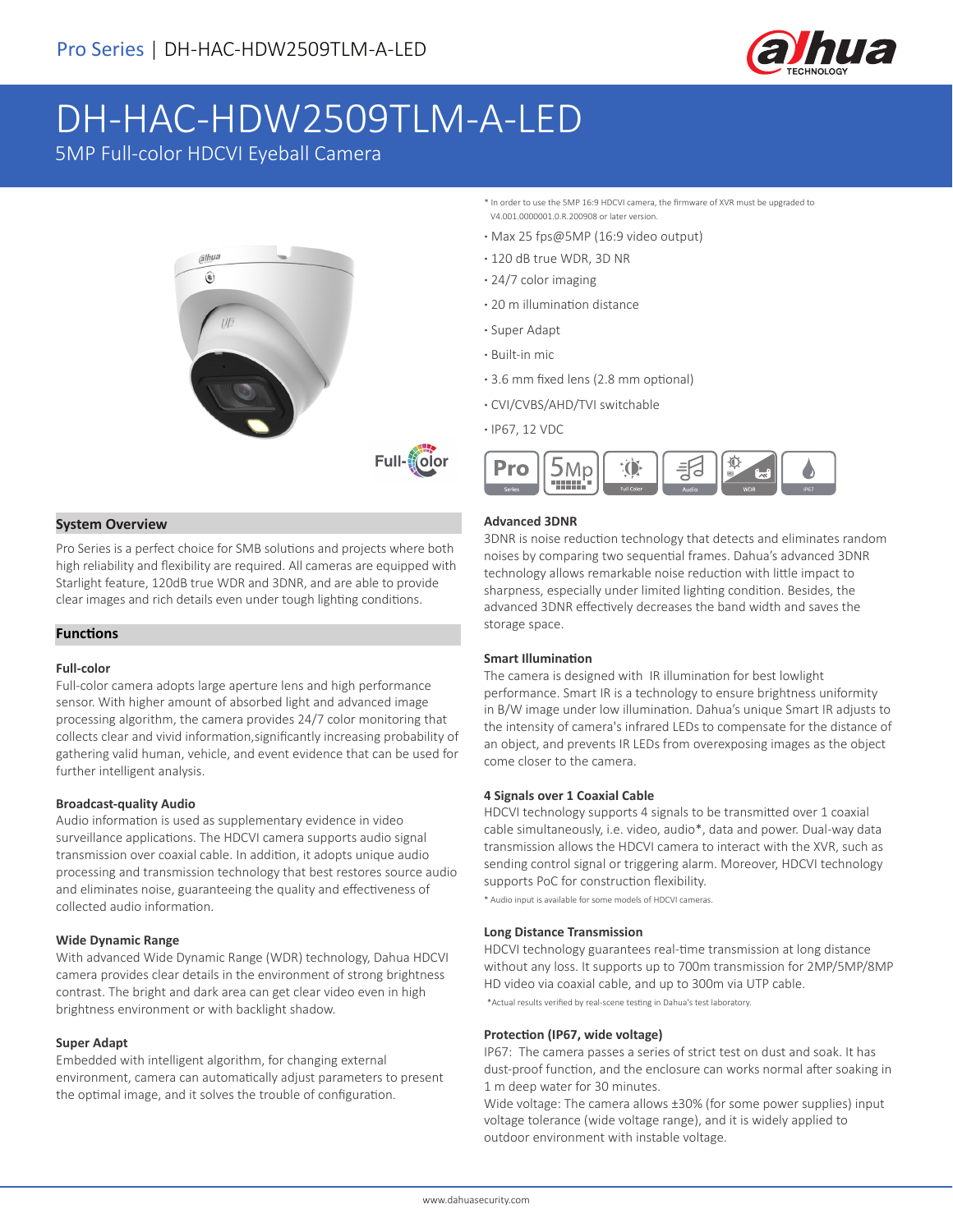# DH-HAC-HDW2509TLM-A-LED

5MP Full-color HDCVI Eyeball Camera

* In order to use the 5MP 16:9 HDCVI camera, the firmware of XVR must be upgraded to V4.001.0000001.0.R.200908 or later version.

- Max 25 fps@5MP (16:9 video output)
- 120 dB true WDR, 3D NR
- 24/7 color imaging
- 20 m illumination distance
- Super Adapt
- Built-in mic
- 3.6 mm fixed lens (2.8 mm optional)
- CVI/CVBS/AHD/TVI switchable
- IP67, 12 VDC

## System Overview

Pro Series is a perfect choice for SMB solutions and projects where both high reliability and flexibility are required. All cameras are equipped with Starlight feature, 120dB true WDR and 3DNR, and are able to provide clear images and rich details even under tough lighting conditions.

## Functions

### Full-color

Full-color camera adopts large aperture lens and high performance sensor. With higher amount of absorbed light and advanced image processing algorithm, the camera provides 24/7 color monitoring that collects clear and vivid information,significantly increasing probability of gathering valid human, vehicle, and event evidence that can be used for further intelligent analysis.

### Broadcast-quality Audio

Audio information is used as supplementary evidence in video surveillance applications. The HDCVI camera supports audio signal transmission over coaxial cable. In addition, it adopts unique audio processing and transmission technology that best restores source audio and eliminates noise, guaranteeing the quality and effectiveness of collected audio information.

### Wide Dynamic Range

With advanced Wide Dynamic Range (WDR) technology, Dahua HDCVI camera provides clear details in the environment of strong brightness contrast. The bright and dark area can get clear video even in high brightness environment or with backlight shadow.

### Super Adapt

Embedded with intelligent algorithm, for changing external environment, camera can automatically adjust parameters to present the optimal image, and it solves the trouble of configuration.

### Advanced 3DNR

3DNR is noise reduction technology that detects and eliminates random noises by comparing two sequential frames. Dahua's advanced 3DNR technology allows remarkable noise reduction with little impact to sharpness, especially under limited lighting condition. Besides, the advanced 3DNR effectively decreases the band width and saves the storage space.

### Smart Illumination

The camera is designed with IR illumination for best lowlight performance. Smart IR is a technology to ensure brightness uniformity in B/W image under low illumination. Dahua's unique Smart IR adjusts to the intensity of camera's infrared LEDs to compensate for the distance of an object, and prevents IR LEDs from overexposing images as the object come closer to the camera.

### 4 Signals over 1 Coaxial Cable

HDCVI technology supports 4 signals to be transmitted over 1 coaxial cable simultaneously, i.e. video, audio*, data and power. Dual-way data transmission allows the HDCVI camera to interact with the XVR, such as sending control signal or triggering alarm. Moreover, HDCVI technology supports PoC for construction flexibility.

* Audio input is available for some models of HDCVI cameras.

### Long Distance Transmission

HDCVI technology guarantees real-time transmission at long distance without any loss. It supports up to 700m transmission for 2MP/5MP/8MP HD video via coaxial cable, and up to 300m via UTP cable.

*Actual results verified by real-scene testing in Dahua's test laboratory.

### Protection (IP67, wide voltage)

IP67: The camera passes a series of strict test on dust and soak. It has dust-proof function, and the enclosure can works normal after soaking in 1 m deep water for 30 minutes.

Wide voltage: The camera allows ±30% (for some power supplies) input voltage tolerance (wide voltage range), and it is widely applied to outdoor environment with instable voltage.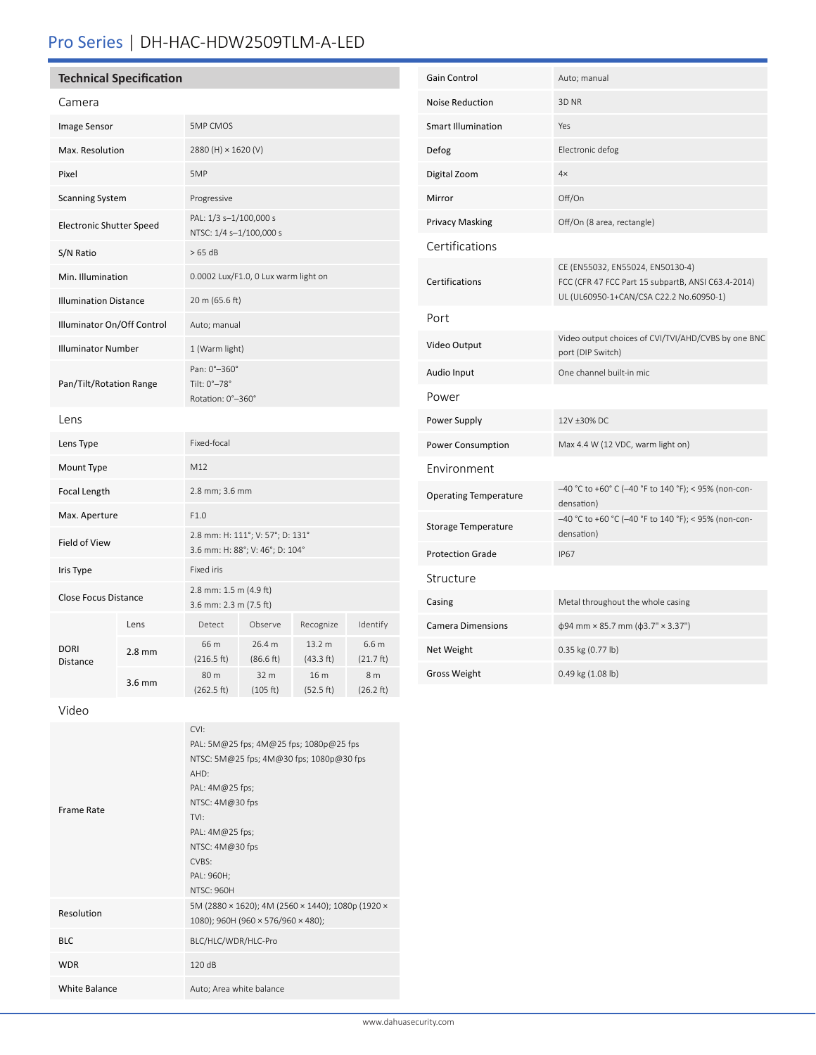# Pro Series | DH-HAC-HDW2509TLM-A-LED

## Technical Specification

### Camera

| | |
|---|---|
| Image Sensor | 5MP CMOS |
| Max. Resolution | 2880 (H) × 1620 (V) |
| Pixel | 5MP |
| Scanning System | Progressive |
| Electronic Shutter Speed | PAL: 1/3 s–1/100,000 s<br>NTSC: 1/4 s–1/100,000 s |
| S/N Ratio | > 65 dB |
| Min. Illumination | 0.0002 Lux/F1.0, 0 Lux warm light on |
| Illumination Distance | 20 m (65.6 ft) |
| Illuminator On/Off Control | Auto; manual |
| Illuminator Number | 1 (Warm light) |
| Pan/Tilt/Rotation Range | Pan: 0°–360°<br>Tilt: 0°–78°<br>Rotation: 0°–360° |

### Lens

| | |
|---|---|
| Lens Type | Fixed-focal |
| Mount Type | M12 |
| Focal Length | 2.8 mm; 3.6 mm |
| Max. Aperture | F1.0 |
| Field of View | 2.8 mm: H: 111°; V: 57°; D: 131°<br>3.6 mm: H: 88°; V: 46°; D: 104° |
| Iris Type | Fixed iris |
| Close Focus Distance | 2.8 mm: 1.5 m (4.9 ft)<br>3.6 mm: 2.3 m (7.5 ft) |

| DORI Distance | Lens | Detect | Observe | Recognize | Identify |
|---|---|---|---|---|---|
| | 2.8 mm | 66 m (216.5 ft) | 26.4 m (86.6 ft) | 13.2 m (43.3 ft) | 6.6 m (21.7 ft) |
| | 3.6 mm | 80 m (262.5 ft) | 32 m (105 ft) | 16 m (52.5 ft) | 8 m (26.2 ft) |

### Video

| | |
|---|---|
| Frame Rate | CVI:<br>PAL: 5M@25 fps; 4M@25 fps; 1080p@25 fps<br>NTSC: 5M@25 fps; 4M@30 fps; 1080p@30 fps<br>AHD:<br>PAL: 4M@25 fps;<br>NTSC: 4M@30 fps<br>TVI:<br>PAL: 4M@25 fps;<br>NTSC: 4M@30 fps<br>CVBS:<br>PAL: 960H;<br>NTSC: 960H |
| Resolution | 5M (2880 × 1620); 4M (2560 × 1440); 1080p (1920 × 1080); 960H (960 × 576/960 × 480); |
| BLC | BLC/HLC/WDR/HLC-Pro |
| WDR | 120 dB |
| White Balance | Auto; Area white balance |
| Gain Control | Auto; manual |
| Noise Reduction | 3D NR |
| Smart Illumination | Yes |
| Defog | Electronic defog |
| Digital Zoom | 4× |
| Mirror | Off/On |
| Privacy Masking | Off/On (8 area, rectangle) |

### Certifications

| | |
|---|---|
| Certifications | CE (EN55032, EN55024, EN50130-4)<br>FCC (CFR 47 FCC Part 15 subpartB, ANSI C63.4-2014)<br>UL (UL60950-1+CAN/CSA C22.2 No.60950-1) |

### Port

| | |
|---|---|
| Video Output | Video output choices of CVI/TVI/AHD/CVBS by one BNC port (DIP Switch) |
| Audio Input | One channel built-in mic |

### Power

| | |
|---|---|
| Power Supply | 12V ±30% DC |
| Power Consumption | Max 4.4 W (12 VDC, warm light on) |

### Environment

| | |
|---|---|
| Operating Temperature | –40 °C to +60° C (–40 °F to 140 °F); < 95% (non-condensation) |
| Storage Temperature | –40 °C to +60 °C (–40 °F to 140 °F); < 95% (non-condensation) |
| Protection Grade | IP67 |

### Structure

| | |
|---|---|
| Casing | Metal throughout the whole casing |
| Camera Dimensions | ϕ94 mm × 85.7 mm (ϕ3.7" × 3.37") |
| Net Weight | 0.35 kg (0.77 lb) |
| Gross Weight | 0.49 kg (1.08 lb) |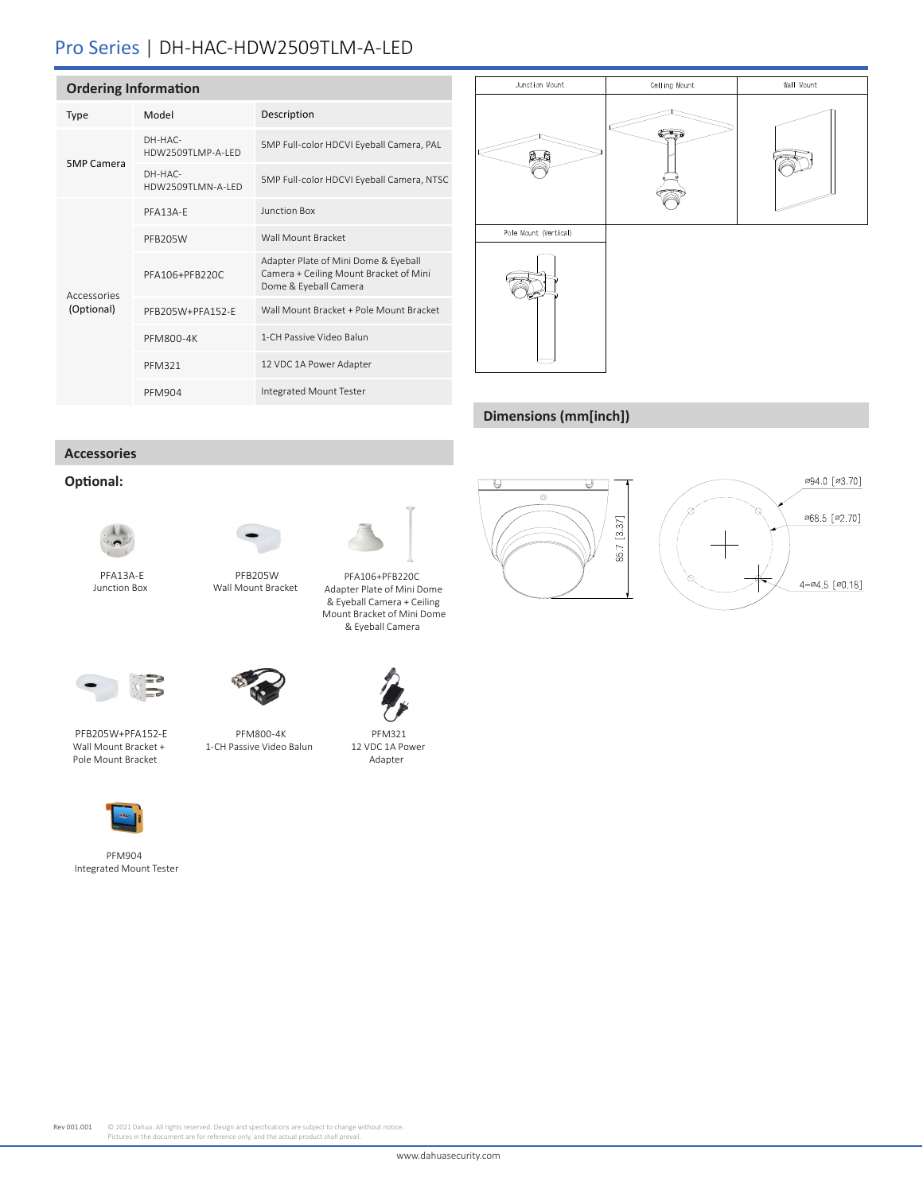# Pro Series | DH-HAC-HDW2509TLM-A-LED

## Ordering Information

| Type | Model | Description |
|---|---|---|
| 5MP Camera | DH-HAC-HDW2509TLMP-A-LED | 5MP Full-color HDCVI Eyeball Camera, PAL |
| | DH-HAC-HDW2509TLMN-A-LED | 5MP Full-color HDCVI Eyeball Camera, NTSC |
| Accessories (Optional) | PFA13A-E | Junction Box |
| | PFB205W | Wall Mount Bracket |
| | PFA106+PFB220C | Adapter Plate of Mini Dome & Eyeball Camera + Ceiling Mount Bracket of Mini Dome & Eyeball Camera |
| | PFB205W+PFA152-E | Wall Mount Bracket + Pole Mount Bracket |
| | PFM800-4K | 1-CH Passive Video Balun |
| | PFM321 | 12 VDC 1A Power Adapter |
| | PFM904 | Integrated Mount Tester |

Junction Mount

Ceiling Mount

Wall Mount

Pole Mount (Vertical)

## Accessories

### Optional:

PFA13A-E
Junction Box

PFB205W
Wall Mount Bracket

PFA106+PFB220C
Adapter Plate of Mini Dome & Eyeball Camera + Ceiling Mount Bracket of Mini Dome & Eyeball Camera

PFB205W+PFA152-E
Wall Mount Bracket + Pole Mount Bracket

PFM800-4K
1-CH Passive Video Balun

PFM321
12 VDC 1A Power Adapter

PFM904
Integrated Mount Tester

## Dimensions (mm[inch])

85.7 [3.37]

ø94.0 [ø3.70]

ø68.5 [ø2.70]

4−ø4.5 [ø0.18]

Rev 001.001 © 2021 Dahua. All rights reserved. Design and specifications are subject to change without notice.
Pictures in the document are for reference only, and the actual product shall prevail.

www.dahuasecurity.com